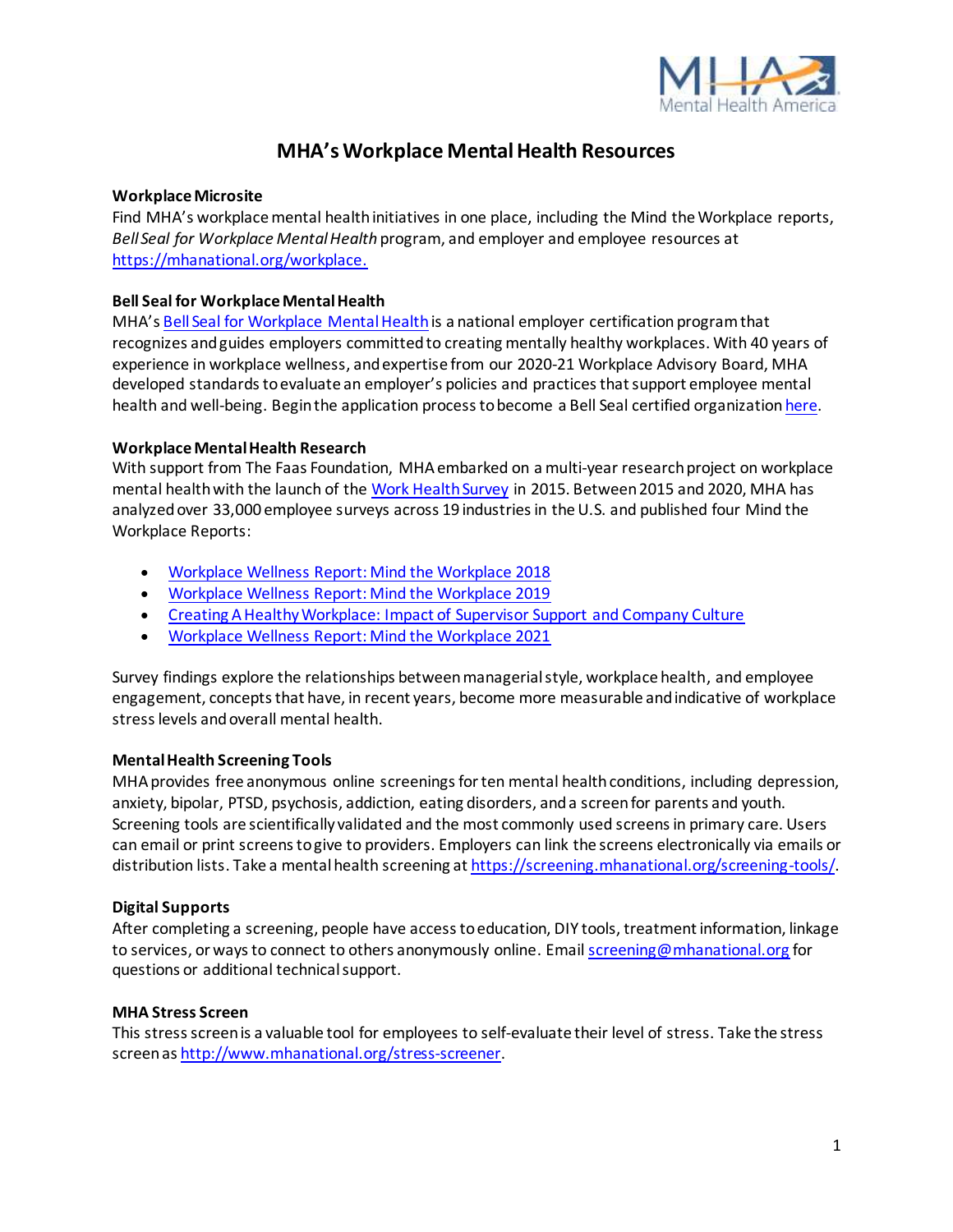# MHA's Workplace Mental Health Resources

**Workplace Microsite**

Find MHA's workplace mental health initiatives in one place, including the Mind the Workplace reports, *Bell Seal for Workplace Mental Health* program, and employer and employee resources at https://mhanational.org/workplace.

**Bell Seal for Workplace Mental Health**

MHA's Bell Seal for Workplace Mental Health is a national employer certification program that recognizes and guides employers committed to creating mentally healthy workplaces. With 40 years of experience in workplace wellness, and expertise from our 2020-21 Workplace Advisory Board, MHA developed standards to evaluate an employer's policies and practices that support employee mental health and well-being. Begin the application process to become a Bell Seal certified organization here.

**Workplace Mental Health Research**

With support from The Faas Foundation, MHA embarked on a multi-year research project on workplace mental health with the launch of the Work Health Survey in 2015. Between 2015 and 2020, MHA has analyzed over 33,000 employee surveys across 19 industries in the U.S. and published four Mind the Workplace Reports:

- Workplace Wellness Report: Mind the Workplace 2018
- Workplace Wellness Report: Mind the Workplace 2019
- Creating A Healthy Workplace: Impact of Supervisor Support and Company Culture
- Workplace Wellness Report: Mind the Workplace 2021

Survey findings explore the relationships between managerial style, workplace health, and employee engagement, concepts that have, in recent years, become more measurable and indicative of workplace stress levels and overall mental health.

**Mental Health Screening Tools**

MHA provides free anonymous online screenings for ten mental health conditions, including depression, anxiety, bipolar, PTSD, psychosis, addiction, eating disorders, and a screen for parents and youth. Screening tools are scientifically validated and the most commonly used screens in primary care. Users can email or print screens to give to providers. Employers can link the screens electronically via emails or distribution lists. Take a mental health screening at https://screening.mhanational.org/screening-tools/.

**Digital Supports**

After completing a screening, people have access to education, DIY tools, treatment information, linkage to services, or ways to connect to others anonymously online. Email screening@mhanational.org for questions or additional technical support.

**MHA Stress Screen**

This stress screen is a valuable tool for employees to self-evaluate their level of stress. Take the stress screen as http://www.mhanational.org/stress-screener.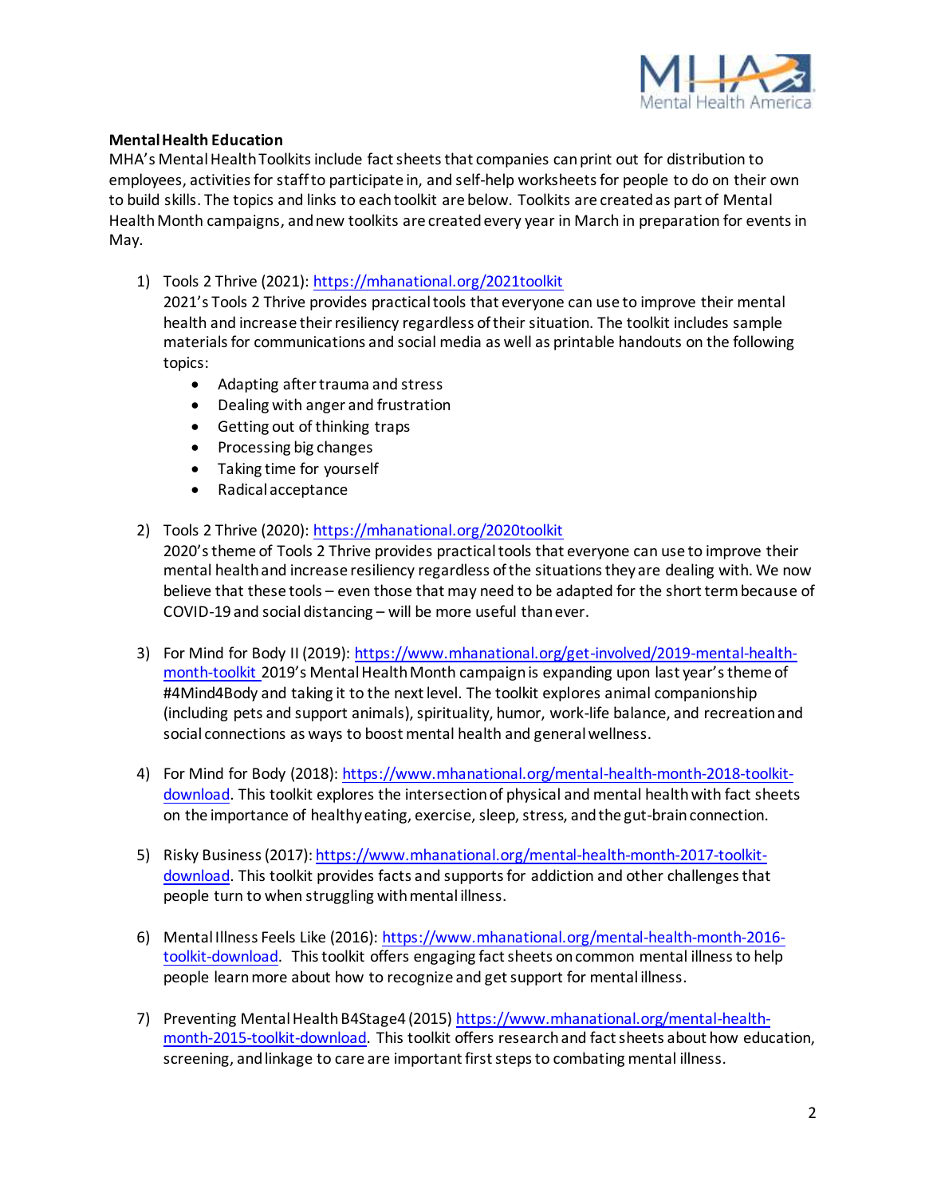**Mental Health Education**

MHA's Mental Health Toolkits include fact sheets that companies can print out for distribution to employees, activities for staff to participate in, and self-help worksheets for people to do on their own to build skills. The topics and links to each toolkit are below. Toolkits are created as part of Mental Health Month campaigns, and new toolkits are created every year in March in preparation for events in May.

1) Tools 2 Thrive (2021): https://mhanational.org/2021toolkit
   2021's Tools 2 Thrive provides practical tools that everyone can use to improve their mental health and increase their resiliency regardless of their situation. The toolkit includes sample materials for communications and social media as well as printable handouts on the following topics:
   - Adapting after trauma and stress
   - Dealing with anger and frustration
   - Getting out of thinking traps
   - Processing big changes
   - Taking time for yourself
   - Radical acceptance

2) Tools 2 Thrive (2020): https://mhanational.org/2020toolkit
   2020's theme of Tools 2 Thrive provides practical tools that everyone can use to improve their mental health and increase resiliency regardless of the situations they are dealing with. We now believe that these tools – even those that may need to be adapted for the short term because of COVID-19 and social distancing – will be more useful than ever.

3) For Mind for Body II (2019): https://www.mhanational.org/get-involved/2019-mental-health-month-toolkit 2019's Mental Health Month campaign is expanding upon last year's theme of #4Mind4Body and taking it to the next level. The toolkit explores animal companionship (including pets and support animals), spirituality, humor, work-life balance, and recreation and social connections as ways to boost mental health and general wellness.

4) For Mind for Body (2018): https://www.mhanational.org/mental-health-month-2018-toolkit-download. This toolkit explores the intersection of physical and mental health with fact sheets on the importance of healthy eating, exercise, sleep, stress, and the gut-brain connection.

5) Risky Business (2017): https://www.mhanational.org/mental-health-month-2017-toolkit-download. This toolkit provides facts and supports for addiction and other challenges that people turn to when struggling with mental illness.

6) Mental Illness Feels Like (2016): https://www.mhanational.org/mental-health-month-2016-toolkit-download. This toolkit offers engaging fact sheets on common mental illness to help people learn more about how to recognize and get support for mental illness.

7) Preventing Mental Health B4Stage4 (2015) https://www.mhanational.org/mental-health-month-2015-toolkit-download. This toolkit offers research and fact sheets about how education, screening, and linkage to care are important first steps to combating mental illness.